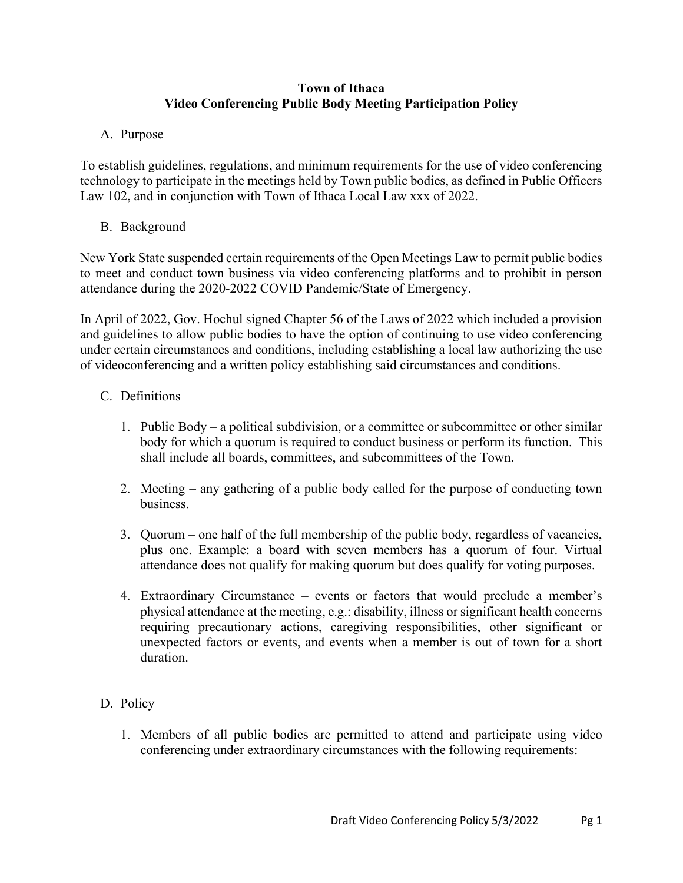# Town of Ithaca
# Video Conferencing Public Body Meeting Participation Policy

## A. Purpose

To establish guidelines, regulations, and minimum requirements for the use of video conferencing technology to participate in the meetings held by Town public bodies, as defined in Public Officers Law 102, and in conjunction with Town of Ithaca Local Law xxx of 2022.

## B. Background

New York State suspended certain requirements of the Open Meetings Law to permit public bodies to meet and conduct town business via video conferencing platforms and to prohibit in person attendance during the 2020-2022 COVID Pandemic/State of Emergency.

In April of 2022, Gov. Hochul signed Chapter 56 of the Laws of 2022 which included a provision and guidelines to allow public bodies to have the option of continuing to use video conferencing under certain circumstances and conditions, including establishing a local law authorizing the use of videoconferencing and a written policy establishing said circumstances and conditions.

## C. Definitions

1. Public Body – a political subdivision, or a committee or subcommittee or other similar body for which a quorum is required to conduct business or perform its function. This shall include all boards, committees, and subcommittees of the Town.

2. Meeting – any gathering of a public body called for the purpose of conducting town business.

3. Quorum – one half of the full membership of the public body, regardless of vacancies, plus one. Example: a board with seven members has a quorum of four. Virtual attendance does not qualify for making quorum but does qualify for voting purposes.

4. Extraordinary Circumstance – events or factors that would preclude a member's physical attendance at the meeting, e.g.: disability, illness or significant health concerns requiring precautionary actions, caregiving responsibilities, other significant or unexpected factors or events, and events when a member is out of town for a short duration.

## D. Policy

1. Members of all public bodies are permitted to attend and participate using video conferencing under extraordinary circumstances with the following requirements: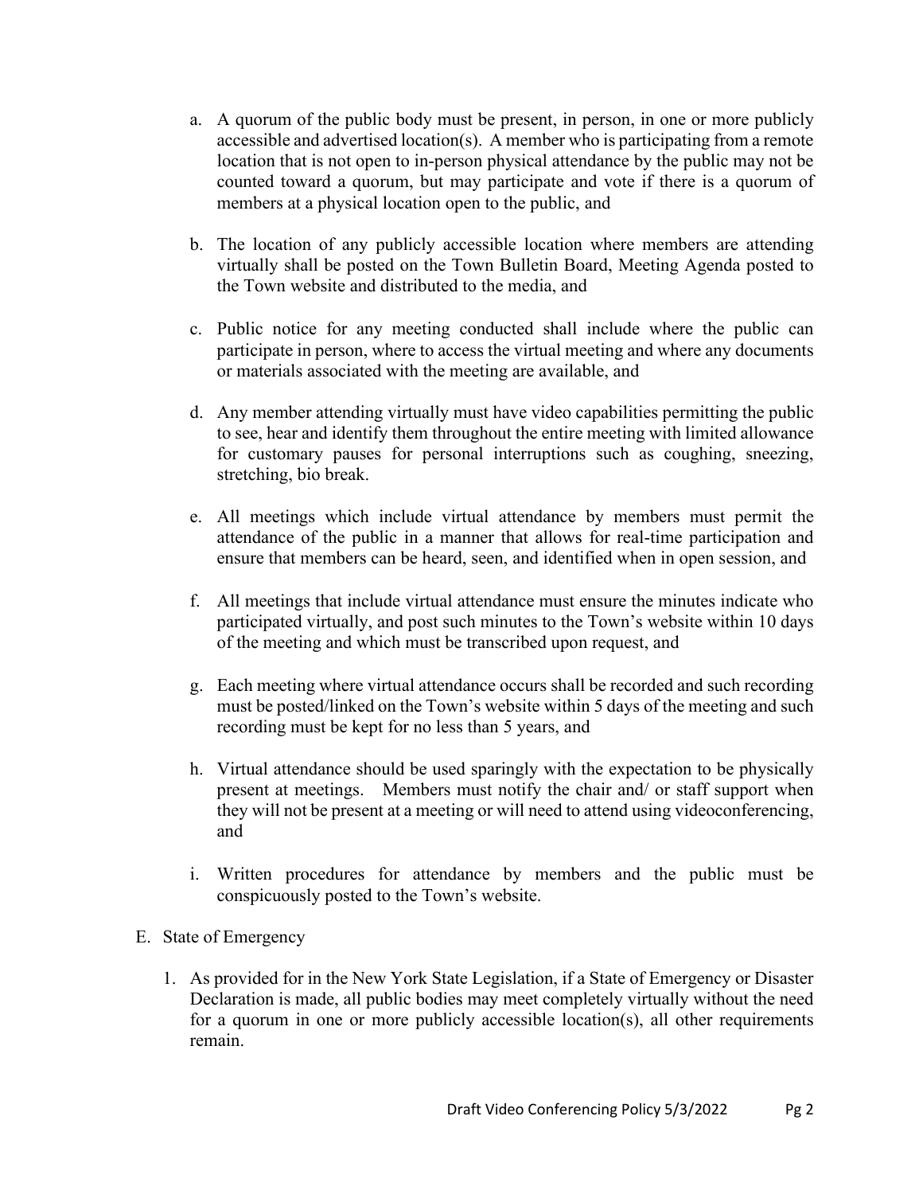a. A quorum of the public body must be present, in person, in one or more publicly accessible and advertised location(s). A member who is participating from a remote location that is not open to in-person physical attendance by the public may not be counted toward a quorum, but may participate and vote if there is a quorum of members at a physical location open to the public, and

b. The location of any publicly accessible location where members are attending virtually shall be posted on the Town Bulletin Board, Meeting Agenda posted to the Town website and distributed to the media, and

c. Public notice for any meeting conducted shall include where the public can participate in person, where to access the virtual meeting and where any documents or materials associated with the meeting are available, and

d. Any member attending virtually must have video capabilities permitting the public to see, hear and identify them throughout the entire meeting with limited allowance for customary pauses for personal interruptions such as coughing, sneezing, stretching, bio break.

e. All meetings which include virtual attendance by members must permit the attendance of the public in a manner that allows for real-time participation and ensure that members can be heard, seen, and identified when in open session, and

f. All meetings that include virtual attendance must ensure the minutes indicate who participated virtually, and post such minutes to the Town's website within 10 days of the meeting and which must be transcribed upon request, and

g. Each meeting where virtual attendance occurs shall be recorded and such recording must be posted/linked on the Town's website within 5 days of the meeting and such recording must be kept for no less than 5 years, and

h. Virtual attendance should be used sparingly with the expectation to be physically present at meetings. Members must notify the chair and/ or staff support when they will not be present at a meeting or will need to attend using videoconferencing, and

i. Written procedures for attendance by members and the public must be conspicuously posted to the Town's website.

E. State of Emergency

1. As provided for in the New York State Legislation, if a State of Emergency or Disaster Declaration is made, all public bodies may meet completely virtually without the need for a quorum in one or more publicly accessible location(s), all other requirements remain.